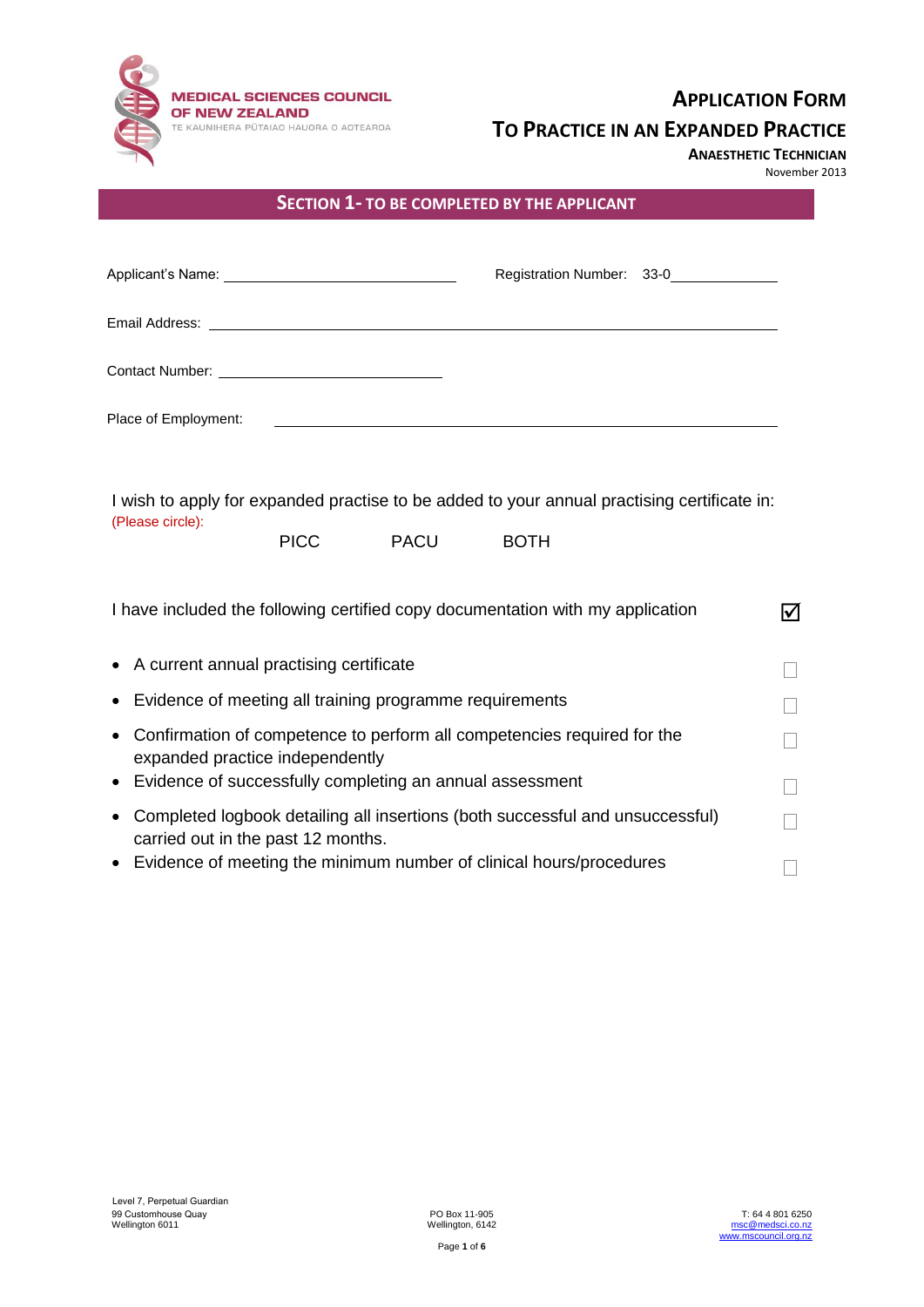MEDICAL SCIENCES COUNCIL OF NEW ZEALAND
TE KAUNIHERA PŪTAIAO HAUORA O AOTEAROA

# APPLICATION FORM
# TO PRACTICE IN AN EXPANDED PRACTICE

**ANAESTHETIC TECHNICIAN**

November 2013

## SECTION 1- TO BE COMPLETED BY THE APPLICANT

Applicant's Name: ______________________________ Registration Number: 33-0______________

Email Address: ____________________________________________________________

Contact Number: ______________________________

Place of Employment: ______________________________________________________

I wish to apply for expanded practise to be added to your annual practising certificate in:

(Please circle):

PICC PACU BOTH

I have included the following certified copy documentation with my application ☑

- A current annual practising certificate ☐
- Evidence of meeting all training programme requirements ☐
- Confirmation of competence to perform all competencies required for the expanded practice independently ☐
- Evidence of successfully completing an annual assessment ☐
- Completed logbook detailing all insertions (both successful and unsuccessful) carried out in the past 12 months. ☐
- Evidence of meeting the minimum number of clinical hours/procedures ☐

Level 7, Perpetual Guardian
99 Customhouse Quay
Wellington 6011

PO Box 11-905
Wellington, 6142

T: 64 4 801 6250
msc@medsci.co.nz
www.mscouncil.org.nz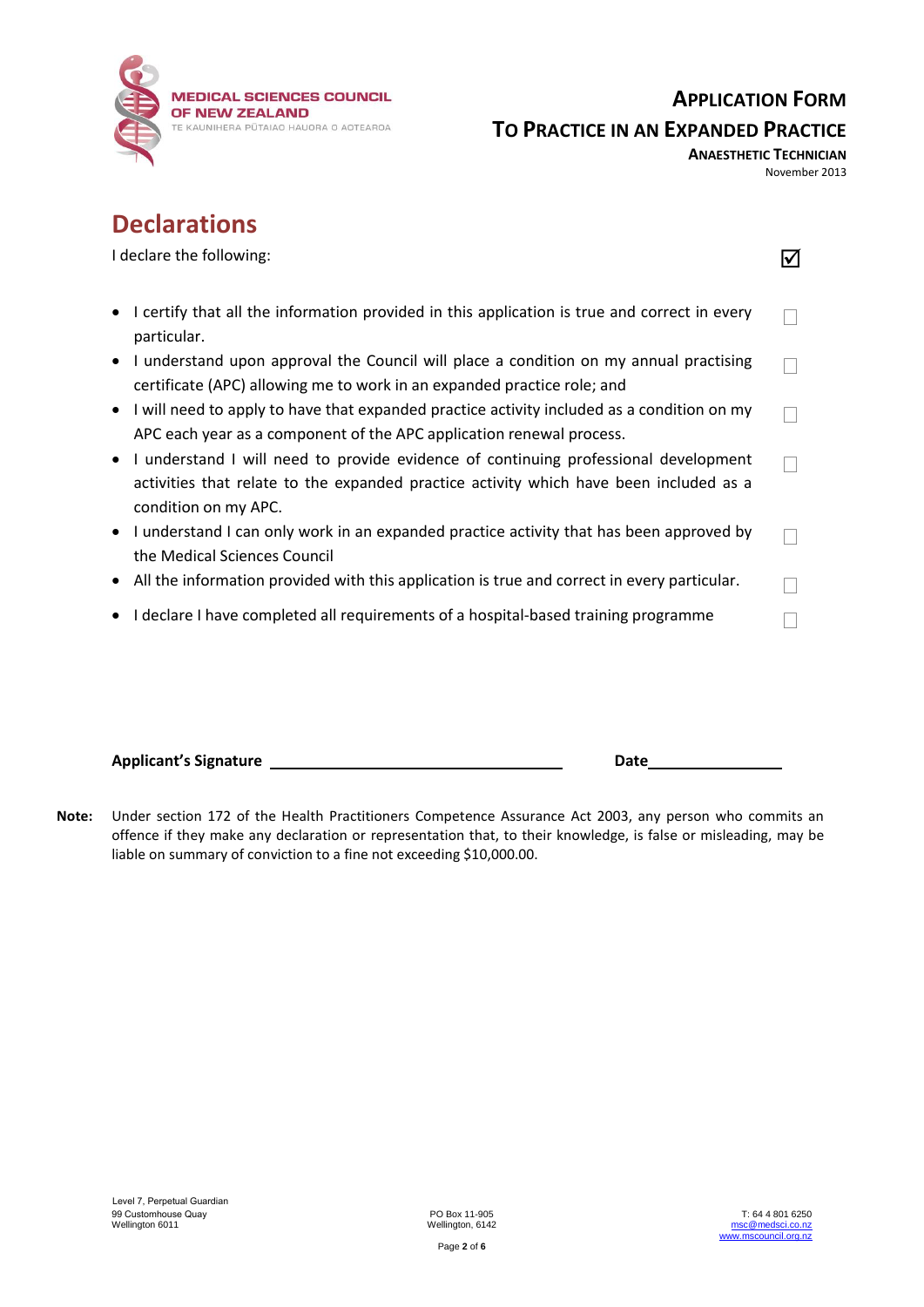# Declarations

I declare the following: ☑

- I certify that all the information provided in this application is true and correct in every particular. ☐
- I understand upon approval the Council will place a condition on my annual practising certificate (APC) allowing me to work in an expanded practice role; and ☐
- I will need to apply to have that expanded practice activity included as a condition on my APC each year as a component of the APC application renewal process. ☐
- I understand I will need to provide evidence of continuing professional development activities that relate to the expanded practice activity which have been included as a condition on my APC. ☐
- I understand I can only work in an expanded practice activity that has been approved by the Medical Sciences Council ☐
- All the information provided with this application is true and correct in every particular. ☐
- I declare I have completed all requirements of a hospital-based training programme ☐

**Applicant's Signature** ______________________________ **Date** ________________

**Note:** Under section 172 of the Health Practitioners Competence Assurance Act 2003, any person who commits an offence if they make any declaration or representation that, to their knowledge, is false or misleading, may be liable on summary of conviction to a fine not exceeding $10,000.00.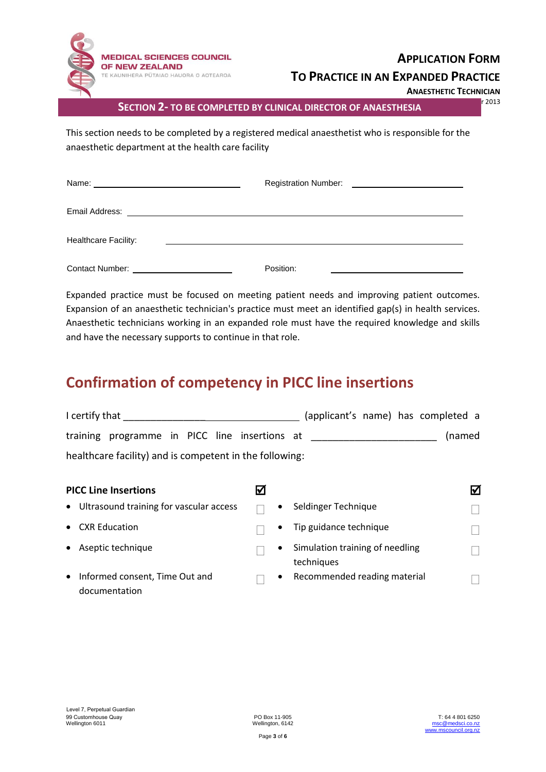MEDICAL SCIENCES COUNCIL OF NEW ZEALAND
TE KAUNIHERA PŪTAIAO HAUORA O AOTEAROA

# APPLICATION FORM TO PRACTICE IN AN EXPANDED PRACTICE

**ANAESTHETIC TECHNICIAN**

## SECTION 2- TO BE COMPLETED BY CLINICAL DIRECTOR OF ANAESTHESIA

This section needs to be completed by a registered medical anaesthetist who is responsible for the anaesthetic department at the health care facility

Name: ______________________________ Registration Number: ______________________

Email Address: ____________________________________________________________________

Healthcare Facility: ________________________________________________________________

Contact Number: ____________________ Position: ______________________

Expanded practice must be focused on meeting patient needs and improving patient outcomes. Expansion of an anaesthetic technician's practice must meet an identified gap(s) in health services. Anaesthetic technicians working in an expanded role must have the required knowledge and skills and have the necessary supports to continue in that role.

## Confirmation of competency in PICC line insertions

I certify that _______________________________ (applicant's name) has completed a training programme in PICC line insertions at ______________________ (named healthcare facility) and is competent in the following:

| PICC Line Insertions | ☑ | | ☑ |
|---|---|---|---|
| • Ultrasound training for vascular access | ☐ | • Seldinger Technique | ☐ |
| • CXR Education | ☐ | • Tip guidance technique | ☐ |
| • Aseptic technique | ☐ | • Simulation training of needling techniques | ☐ |
| • Informed consent, Time Out and documentation | ☐ | • Recommended reading material | ☐ |

Level 7, Perpetual Guardian
99 Customhouse Quay
Wellington 6011

PO Box 11-905
Wellington, 6142

T: 64 4 801 6250
msc@medsci.co.nz
www.mscouncil.org.nz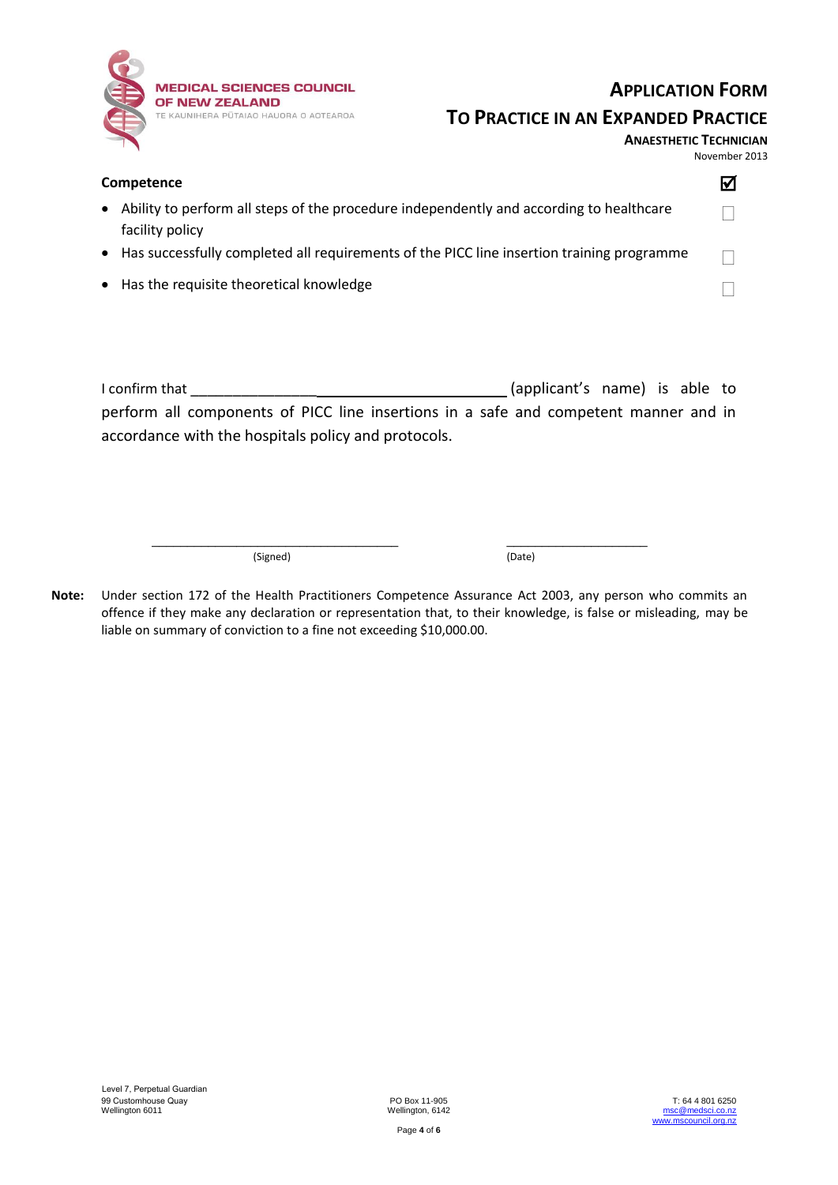# Application Form To Practice in an Expanded Practice

**Anaesthetic Technician**

November 2013

| **Competence** | ☑ |
|---|---|
| • Ability to perform all steps of the procedure independently and according to healthcare facility policy | ☐ |
| • Has successfully completed all requirements of the PICC line insertion training programme | ☐ |
| • Has the requisite theoretical knowledge | ☐ |

I confirm that ______________________________________ (applicant's name) is able to perform all components of PICC line insertions in a safe and competent manner and in accordance with the hospitals policy and protocols.

____________________________________ (Signed)

_____________________ (Date)

**Note:** Under section 172 of the Health Practitioners Competence Assurance Act 2003, any person who commits an offence if they make any declaration or representation that, to their knowledge, is false or misleading, may be liable on summary of conviction to a fine not exceeding $10,000.00.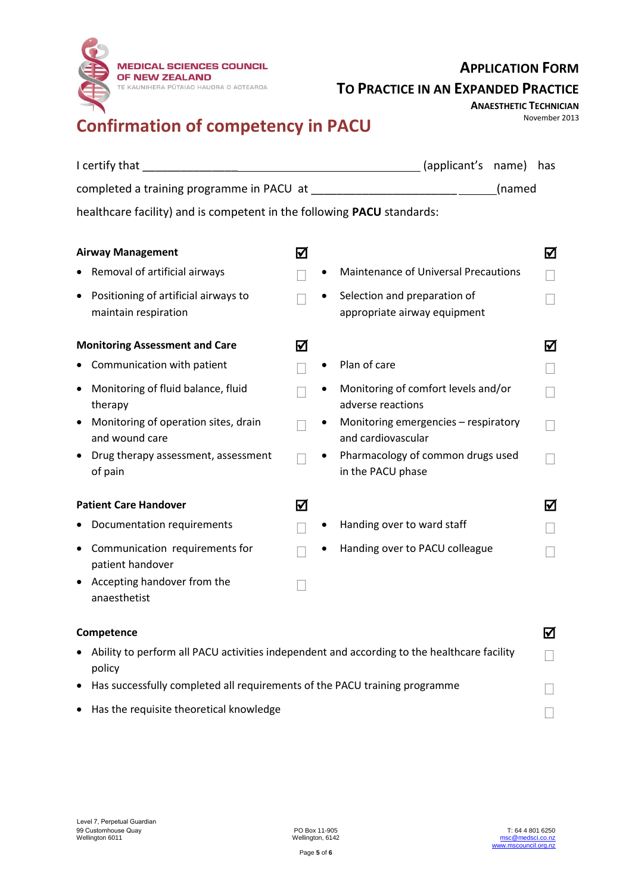**Medical Sciences Council of New Zealand**
Te Kaunihera Pūtaiao Hauora o Aotearoa

**Application Form**
**To Practice in an Expanded Practice**
**Anaesthetic Technician**
November 2013

# Confirmation of competency in PACU

I certify that ______________________________________________ (applicant's name) has completed a training programme in PACU at _____________________________(named healthcare facility) and is competent in the following **PACU** standards:

| **Airway Management** | ☑ | | ☑ |
|---|---|---|---|
| • Removal of artificial airways | ☐ | • Maintenance of Universal Precautions | ☐ |
| • Positioning of artificial airways to maintain respiration | ☐ | • Selection and preparation of appropriate airway equipment | ☐ |

| **Monitoring Assessment and Care** | ☑ | | ☑ |
|---|---|---|---|
| • Communication with patient | ☐ | • Plan of care | ☐ |
| • Monitoring of fluid balance, fluid therapy | ☐ | • Monitoring of comfort levels and/or adverse reactions | ☐ |
| • Monitoring of operation sites, drain and wound care | ☐ | • Monitoring emergencies – respiratory and cardiovascular | ☐ |
| • Drug therapy assessment, assessment of pain | ☐ | • Pharmacology of common drugs used in the PACU phase | ☐ |

| **Patient Care Handover** | ☑ | | ☑ |
|---|---|---|---|
| • Documentation requirements | ☐ | • Handing over to ward staff | ☐ |
| • Communication requirements for patient handover | ☐ | • Handing over to PACU colleague | ☐ |
| • Accepting handover from the anaesthetist | ☐ | | |

| **Competence** | ☑ |
|---|---|
| • Ability to perform all PACU activities independent and according to the healthcare facility policy | ☐ |
| • Has successfully completed all requirements of the PACU training programme | ☐ |
| • Has the requisite theoretical knowledge | ☐ |

Level 7, Perpetual Guardian
99 Customhouse Quay
Wellington 6011

PO Box 11-905
Wellington, 6142

T: 64 4 801 6250
msc@medsci.co.nz
www.mscouncil.org.nz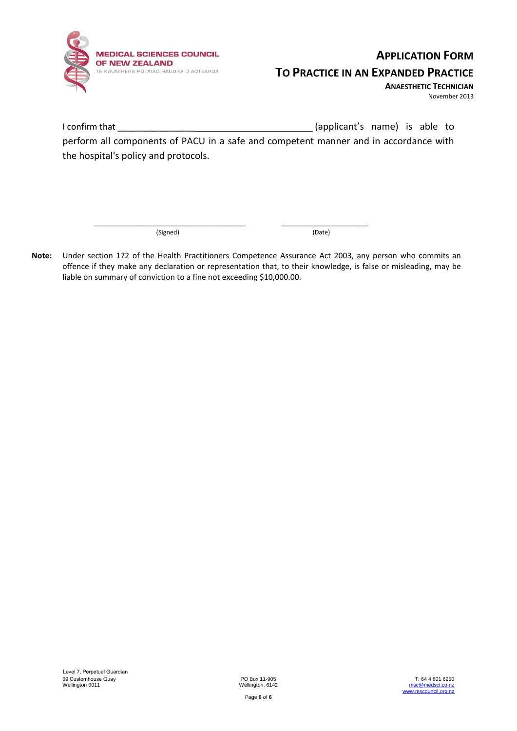I confirm that \_\_\_\_\_\_\_\_\_\_\_\_\_\_\_\_\_\_\_\_\_\_\_\_\_\_\_\_\_\_\_\_\_\_\_\_\_\_\_\_\_\_\_\_ (applicant's name) is able to perform all components of PACU in a safe and competent manner and in accordance with the hospital's policy and protocols.

\_\_\_\_\_\_\_\_\_\_\_\_\_\_\_\_\_\_\_\_\_\_\_\_\_\_\_\_\_\_\_\_\_\_\_\_ (Signed)

\_\_\_\_\_\_\_\_\_\_\_\_\_\_\_\_\_\_\_\_\_\_ (Date)

**Note:** Under section 172 of the Health Practitioners Competence Assurance Act 2003, any person who commits an offence if they make any declaration or representation that, to their knowledge, is false or misleading, may be liable on summary of conviction to a fine not exceeding $10,000.00.